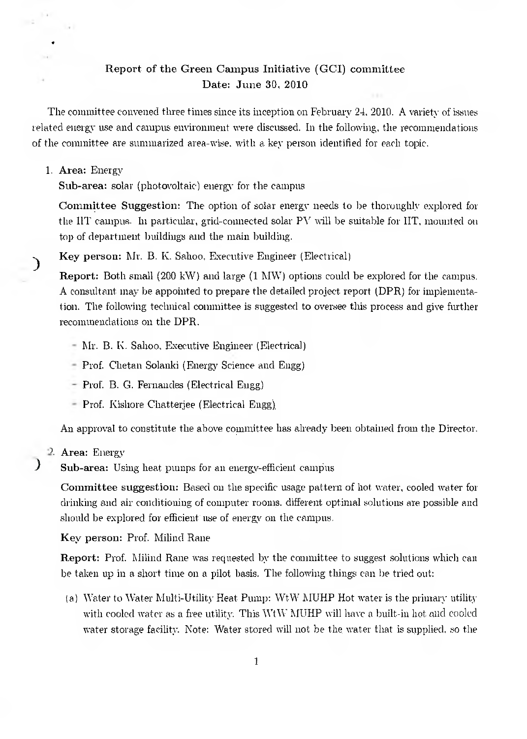# Report of the Green Campus Initiative (GCI) committee

**Date: June 30, 2010**

The committee convened three times since its inception on February 24, 2010. A variety of issues related energy use and campus environment were discussed. In the following, the recommendations of the committee are summarized area-wise, with a key person identified for each topic.

1. **Area:** Energy

   **Sub-area:** solar (photovoltaic) energy for the campus

   **Committee Suggestion:** The option of solar energy needs to be thoroughly explored for the IIT campus. In particular, grid-connected solar PV will be suitable for IIT, mounted on top of department buildings and the main building.

   **Key person:** Mr. B. K. Sahoo, Executive Engineer (Electrical)

   **Report:** Both small (200 kW) and large (1 MW) options could be explored for the campus. A consultant may be appointed to prepare the detailed project report (DPR) for implementation. The following technical committee is suggested to oversee this process and give further recommendations on the DPR.

   - Mr. B. K. Sahoo, Executive Engineer (Electrical)
   - Prof. Chetan Solanki (Energy Science and Engg)
   - Prof. B. G. Fernandes (Electrical Engg)
   - Prof. Kishore Chatterjee (Electrical Engg)

   An approval to constitute the above committee has already been obtained from the Director.

2. **Area:** Energy

   **Sub-area:** Using heat pumps for an energy-efficient campus

   **Committee suggestion:** Based on the specific usage pattern of hot water, cooled water for drinking and air conditioning of computer rooms, different optimal solutions are possible and should be explored for efficient use of energy on the campus.

   **Key person:** Prof. Milind Rane

   **Report:** Prof. Milind Rane was requested by the committee to suggest solutions which can be taken up in a short time on a pilot basis. The following things can be tried out:

   (a) Water to Water Multi-Utility Heat Pump: WtW MUHP Hot water is the primary utility with cooled water as a free utility. This WtW MUHP will have a built-in hot and cooled water storage facility. Note: Water stored will not be the water that is supplied, so the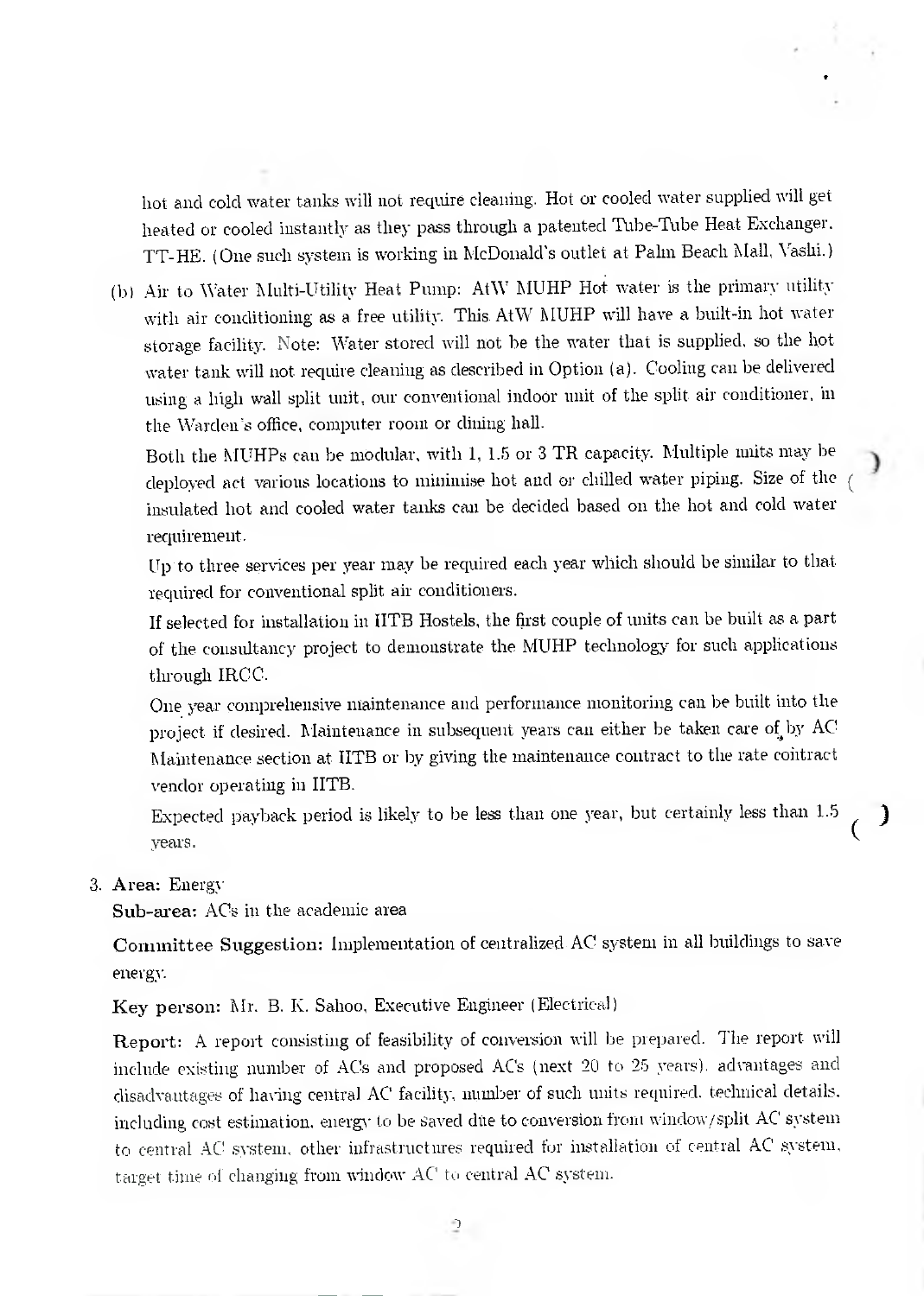hot and cold water tanks will not require cleaning. Hot or cooled water supplied will get heated or cooled instantly as they pass through a patented Tube-Tube Heat Exchanger, TT-HE. (One such system is working in McDonald's outlet at Palm Beach Mall, Vashi.)

(b) Air to Water Multi-Utility Heat Pump: AtW MUHP Hot water is the primary utility with air conditioning as a free utility. This AtW MUHP will have a built-in hot water storage facility. Note: Water stored will not be the water that is supplied, so the hot water tank will not require cleaning as described in Option (a). Cooling can be delivered using a high wall split unit, our conventional indoor unit of the split air conditioner, in the Warden's office, computer room or dining hall.

Both the MUHPs can be modular, with 1, 1.5 or 3 TR capacity. Multiple units may be deployed act various locations to minimise hot and or chilled water piping. Size of the insulated hot and cooled water tanks can be decided based on the hot and cold water requirement.

Up to three services per year may be required each year which should be similar to that required for conventional split air conditioners.

If selected for installation in IITB Hostels, the first couple of units can be built as a part of the consultancy project to demonstrate the MUHP technology for such applications through IRCC.

One year comprehensive maintenance and performance monitoring can be built into the project if desired. Maintenance in subsequent years can either be taken care of by AC Maintenance section at IITB or by giving the maintenance contract to the rate contract vendor operating in IITB.

Expected payback period is likely to be less than one year, but certainly less than 1.5 years.

3. **Area:** Energy

**Sub-area:** ACs in the academic area

**Committee Suggestion:** Implementation of centralized AC system in all buildings to save energy.

**Key person:** Mr. B. K. Sahoo, Executive Engineer (Electrical)

**Report:** A report consisting of feasibility of conversion will be prepared. The report will include existing number of ACs and proposed ACs (next 20 to 25 years), advantages and disadvantages of having central AC facility, number of such units required, technical details, including cost estimation, energy to be saved due to conversion from window/split AC system to central AC system, other infrastructures required for installation of central AC system, target time of changing from window AC to central AC system.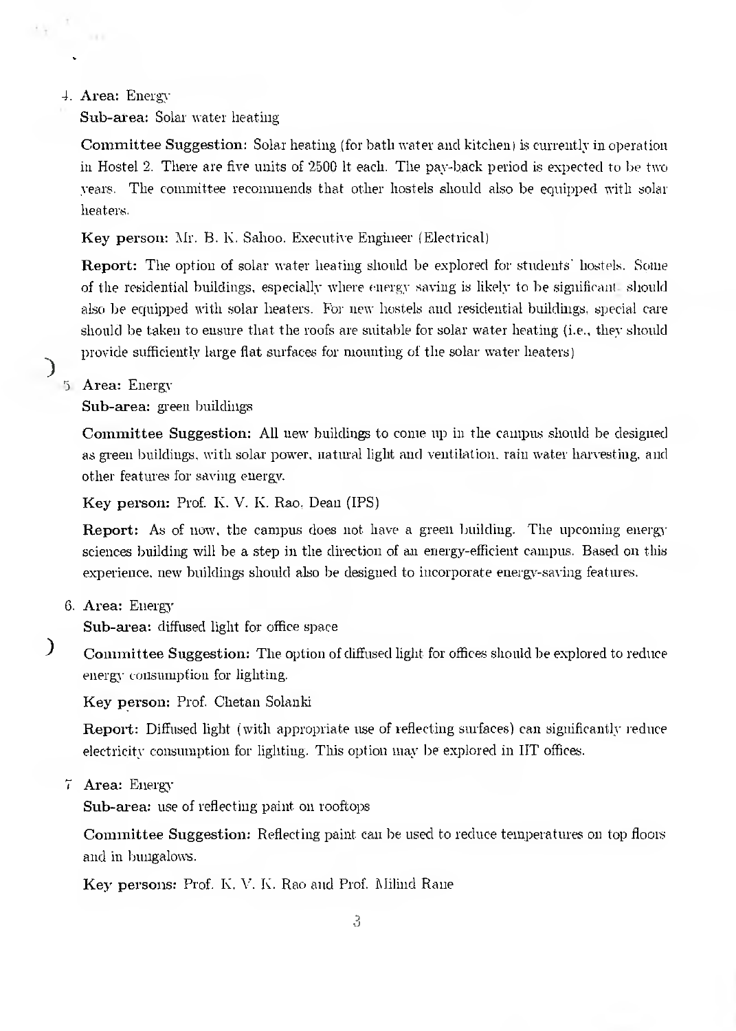4. **Area:** Energy

   **Sub-area:** Solar water heating

   **Committee Suggestion:** Solar heating (for bath water and kitchen) is currently in operation in Hostel 2. There are five units of 2500 lt each. The pay-back period is expected to be two years. The committee recommends that other hostels should also be equipped with solar heaters.

   **Key person:** Mr. B. K. Sahoo, Executive Engineer (Electrical)

   **Report:** The option of solar water heating should be explored for students' hostels. Some of the residential buildings, especially where energy saving is likely to be significant, should also be equipped with solar heaters. For new hostels and residential buildings, special care should be taken to ensure that the roofs are suitable for solar water heating (i.e., they should provide sufficiently large flat surfaces for mounting of the solar water heaters)

5. **Area:** Energy

   **Sub-area:** green buildings

   **Committee Suggestion:** All new buildings to come up in the campus should be designed as green buildings, with solar power, natural light and ventilation, rain water harvesting, and other features for saving energy.

   **Key person:** Prof. K. V. K. Rao, Dean (IPS)

   **Report:** As of now, the campus does not have a green building. The upcoming energy sciences building will be a step in the direction of an energy-efficient campus. Based on this experience, new buildings should also be designed to incorporate energy-saving features.

6. **Area:** Energy

   **Sub-area:** diffused light for office space

   **Committee Suggestion:** The option of diffused light for offices should be explored to reduce energy consumption for lighting.

   **Key person:** Prof. Chetan Solanki

   **Report:** Diffused light (with appropriate use of reflecting surfaces) can significantly reduce electricity consumption for lighting. This option may be explored in IIT offices.

7. **Area:** Energy

   **Sub-area:** use of reflecting paint on rooftops

   **Committee Suggestion:** Reflecting paint can be used to reduce temperatures on top floors and in bungalows.

   **Key persons:** Prof. K. V. K. Rao and Prof. Milind Rane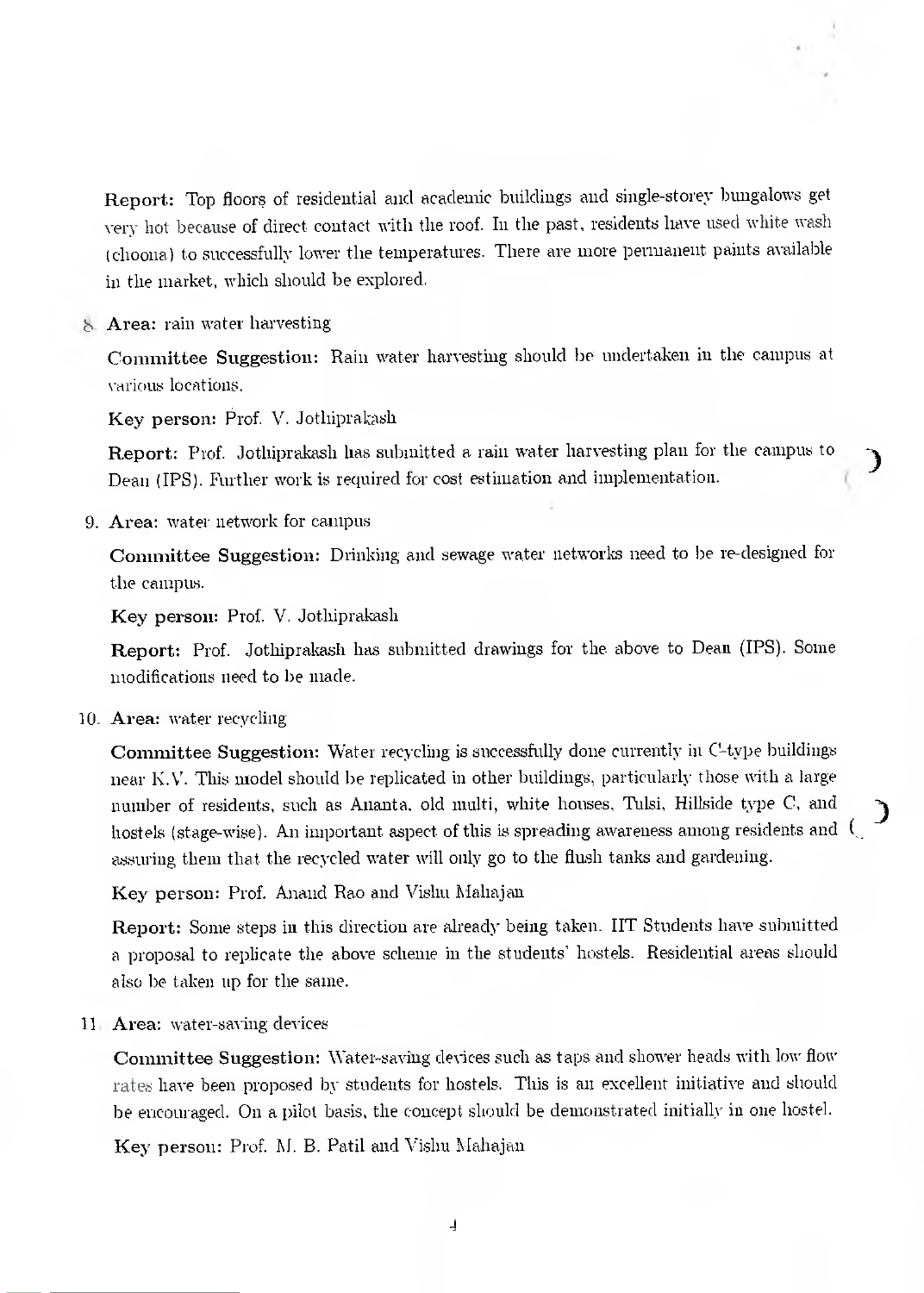**Report:** Top floors of residential and academic buildings and single-storey bungalows get very hot because of direct contact with the roof. In the past, residents have used white wash (choona) to successfully lower the temperatures. There are more permanent paints available in the market, which should be explored.

8. **Area:** rain water harvesting

   **Committee Suggestion:** Rain water harvesting should be undertaken in the campus at various locations.

   **Key person:** Prof. V. Jothiprakash

   **Report:** Prof. Jothiprakash has submitted a rain water harvesting plan for the campus to Dean (IPS). Further work is required for cost estimation and implementation.

9. **Area:** water network for campus

   **Committee Suggestion:** Drinking and sewage water networks need to be re-designed for the campus.

   **Key person:** Prof. V. Jothiprakash

   **Report:** Prof. Jothiprakash has submitted drawings for the above to Dean (IPS). Some modifications need to be made.

10. **Area:** water recycling

    **Committee Suggestion:** Water recycling is successfully done currently in C-type buildings near K.V. This model should be replicated in other buildings, particularly those with a large number of residents, such as Ananta, old multi, white houses, Tulsi, Hillside type C, and hostels (stage-wise). An important aspect of this is spreading awareness among residents and assuring them that the recycled water will only go to the flush tanks and gardening.

    **Key person:** Prof. Anand Rao and Vishu Mahajan

    **Report:** Some steps in this direction are already being taken. IIT Students have submitted a proposal to replicate the above scheme in the students' hostels. Residential areas should also be taken up for the same.

11. **Area:** water-saving devices

    **Committee Suggestion:** Water-saving devices such as taps and shower heads with low flow rates have been proposed by students for hostels. This is an excellent initiative and should be encouraged. On a pilot basis, the concept should be demonstrated initially in one hostel.

    **Key person:** Prof. M. B. Patil and Vishu Mahajan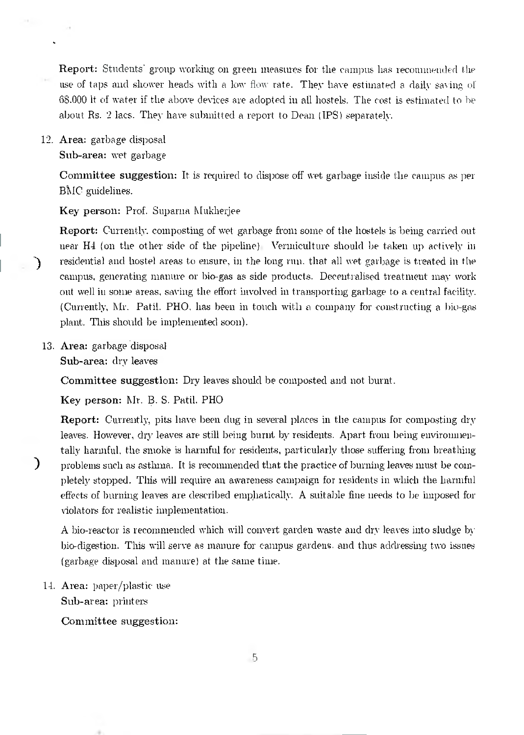**Report:** Students' group working on green measures for the campus has recommended the use of taps and shower heads with a low flow rate. They have estimated a daily saving of 68.000 lt of water if the above devices are adopted in all hostels. The cost is estimated to be about Rs. 2 lacs. They have submitted a report to Dean (IPS) separately.

12. **Area:** garbage disposal
    **Sub-area:** wet garbage

    **Committee suggestion:** It is required to dispose off wet garbage inside the campus as per BMC guidelines.

    **Key person:** Prof. Suparna Mukherjee

    **Report:** Currently, composting of wet garbage from some of the hostels is being carried out near H4 (on the other side of the pipeline). Vermiculture should be taken up actively in residential and hostel areas to ensure, in the long run, that all wet garbage is treated in the campus, generating manure or bio-gas as side products. Decentralised treatment may work out well in some areas, saving the effort involved in transporting garbage to a central facility. (Currently, Mr. Patil, PHO, has been in touch with a company for constructing a bio-gas plant. This should be implemented soon).

13. **Area:** garbage disposal
    **Sub-area:** dry leaves

    **Committee suggestion:** Dry leaves should be composted and not burnt.

    **Key person:** Mr. B. S. Patil, PHO

    **Report:** Currently, pits have been dug in several places in the campus for composting dry leaves. However, dry leaves are still being burnt by residents. Apart from being environmentally harmful, the smoke is harmful for residents, particularly those suffering from breathing problems such as asthma. It is recommended that the practice of burning leaves must be completely stopped. This will require an awareness campaign for residents in which the harmful effects of burning leaves are described emphatically. A suitable fine needs to be imposed for violators for realistic implementation.

    A bio-reactor is recommended which will convert garden waste and dry leaves into sludge by bio-digestion. This will serve as manure for campus gardens, and thus addressing two issues (garbage disposal and manure) at the same time.

14. **Area:** paper/plastic use
    **Sub-area:** printers

    **Committee suggestion:**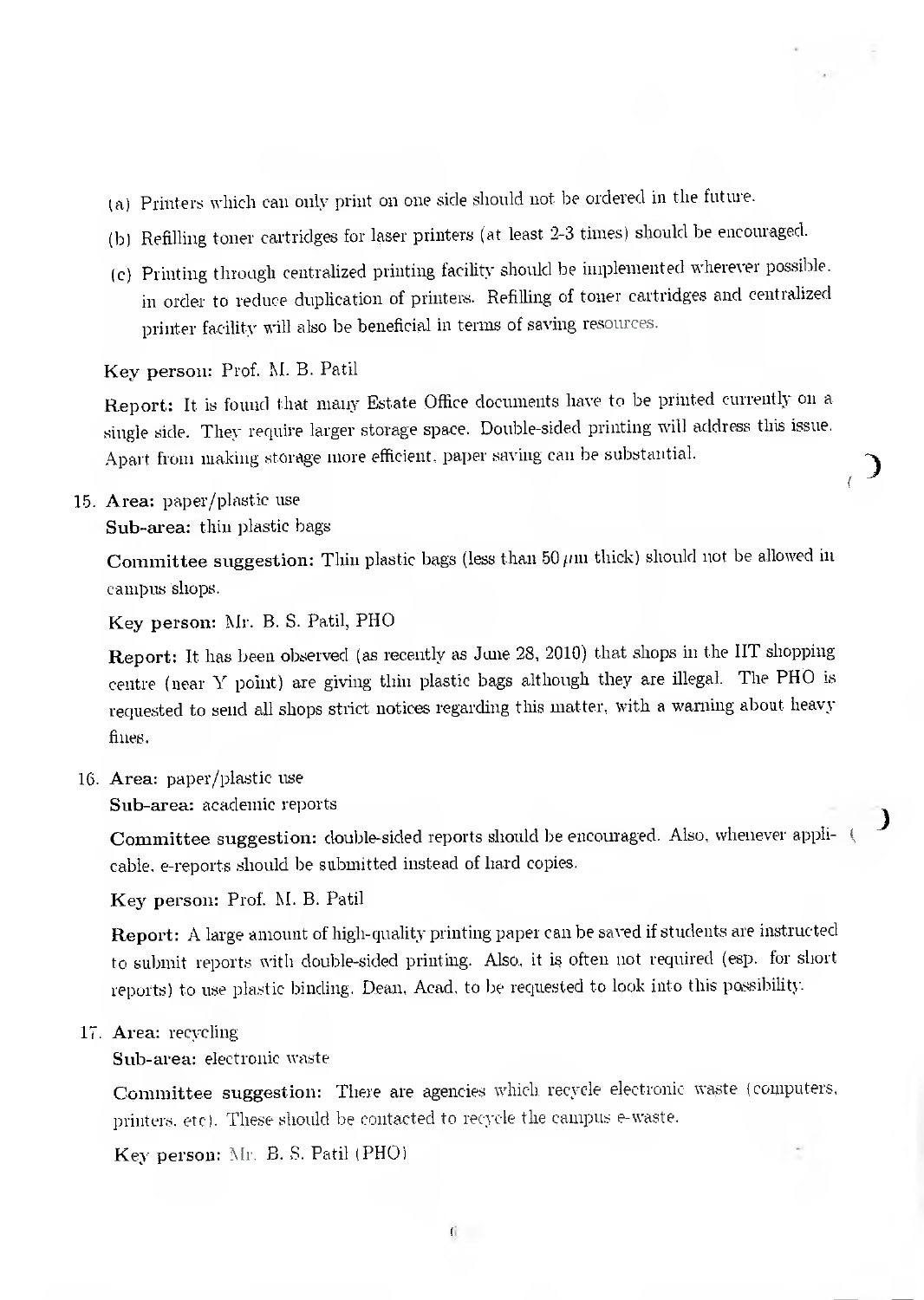(a) Printers which can only print on one side should not be ordered in the future.

(b) Refilling toner cartridges for laser printers (at least 2-3 times) should be encouraged.

(c) Printing through centralized printing facility should be implemented wherever possible, in order to reduce duplication of printers. Refilling of toner cartridges and centralized printer facility will also be beneficial in terms of saving resources.

**Key person:** Prof. M. B. Patil

**Report:** It is found that many Estate Office documents have to be printed currently on a single side. They require larger storage space. Double-sided printing will address this issue. Apart from making storage more efficient, paper saving can be substantial.

15. **Area:** paper/plastic use
    **Sub-area:** thin plastic bags

    **Committee suggestion:** Thin plastic bags (less than 50 $\mu$m thick) should not be allowed in campus shops.

    **Key person:** Mr. B. S. Patil, PHO

    **Report:** It has been observed (as recently as June 28, 2010) that shops in the IIT shopping centre (near Y point) are giving thin plastic bags although they are illegal. The PHO is requested to send all shops strict notices regarding this matter, with a warning about heavy fines.

16. **Area:** paper/plastic use
    **Sub-area:** academic reports

    **Committee suggestion:** double-sided reports should be encouraged. Also, whenever applicable, e-reports should be submitted instead of hard copies.

    **Key person:** Prof. M. B. Patil

    **Report:** A large amount of high-quality printing paper can be saved if students are instructed to submit reports with double-sided printing. Also, it is often not required (esp. for short reports) to use plastic binding. Dean, Acad. to be requested to look into this possibility.

17. **Area:** recycling
    **Sub-area:** electronic waste

    **Committee suggestion:** There are agencies which recycle electronic waste (computers, printers, etc). These should be contacted to recycle the campus e-waste.

    **Key person:** Mr. B. S. Patil (PHO)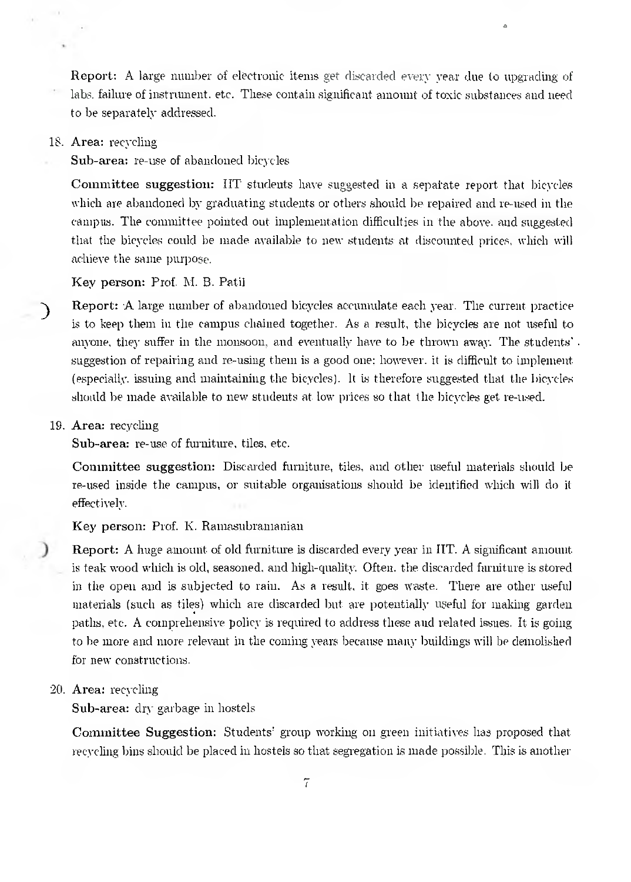**Report:** A large number of electronic items get discarded every year due to upgrading of labs, failure of instrument, etc. These contain significant amount of toxic substances and need to be separately addressed.

18. **Area:** recycling

    **Sub-area:** re-use of abandoned bicycles

    **Committee suggestion:** IIT students have suggested in a separate report that bicycles which are abandoned by graduating students or others should be repaired and re-used in the campus. The committee pointed out implementation difficulties in the above, and suggested that the bicycles could be made available to new students at discounted prices, which will achieve the same purpose.

    **Key person:** Prof. M. B. Patil

    **Report:** A large number of abandoned bicycles accumulate each year. The current practice is to keep them in the campus chained together. As a result, the bicycles are not useful to anyone, they suffer in the monsoon, and eventually have to be thrown away. The students' suggestion of repairing and re-using them is a good one; however, it is difficult to implement (especially, issuing and maintaining the bicycles). It is therefore suggested that the bicycles should be made available to new students at low prices so that the bicycles get re-used.

19. **Area:** recycling

    **Sub-area:** re-use of furniture, tiles, etc.

    **Committee suggestion:** Discarded furniture, tiles, and other useful materials should be re-used inside the campus, or suitable organisations should be identified which will do it effectively.

    **Key person:** Prof. K. Ramasubramanian

    **Report:** A huge amount of old furniture is discarded every year in IIT. A significant amount is teak wood which is old, seasoned, and high-quality. Often, the discarded furniture is stored in the open and is subjected to rain. As a result, it goes waste. There are other useful materials (such as tiles) which are discarded but are potentially useful for making garden paths, etc. A comprehensive policy is required to address these and related issues. It is going to be more and more relevant in the coming years because many buildings will be demolished for new constructions.

20. **Area:** recycling

    **Sub-area:** dry garbage in hostels

    **Committee Suggestion:** Students' group working on green initiatives has proposed that recycling bins should be placed in hostels so that segregation is made possible. This is another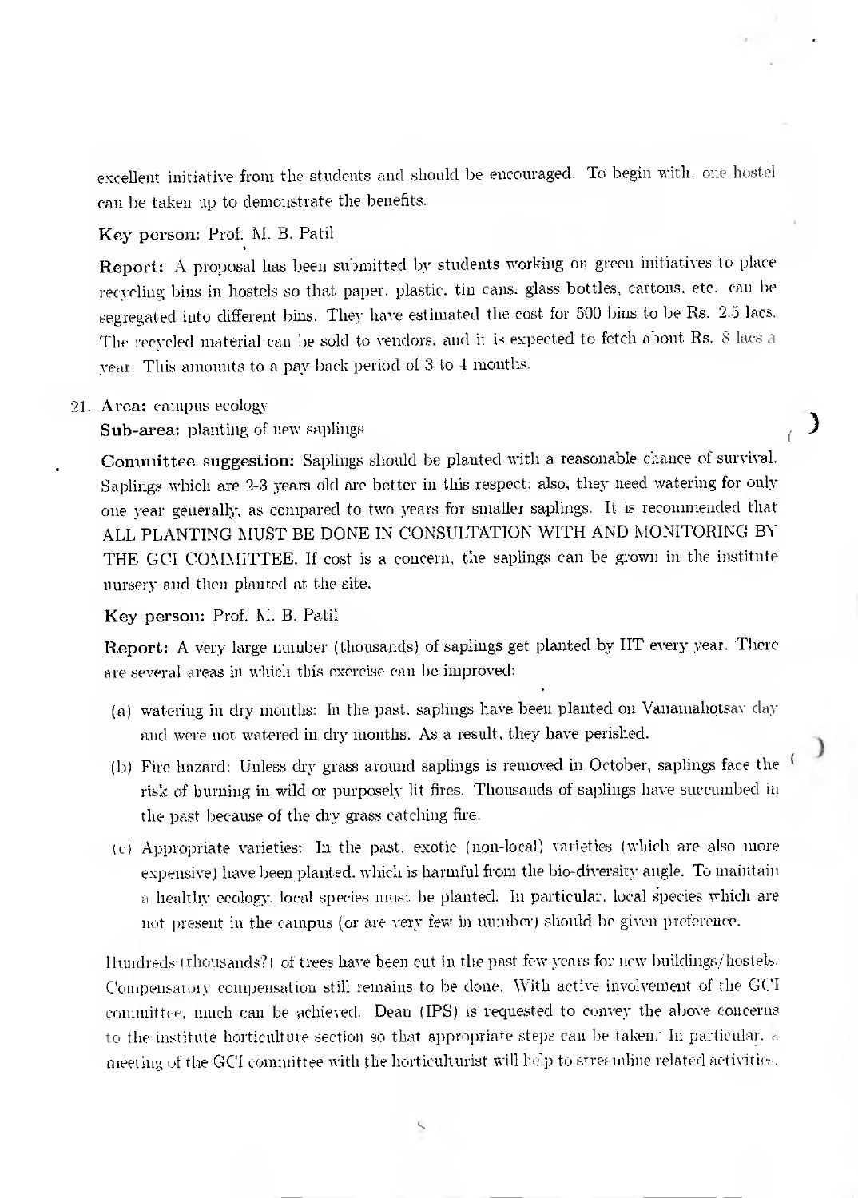excellent initiative from the students and should be encouraged. To begin with, one hostel can be taken up to demonstrate the benefits.

**Key person:** Prof. M. B. Patil

**Report:** A proposal has been submitted by students working on green initiatives to place recycling bins in hostels so that paper, plastic, tin cans, glass bottles, cartons, etc. can be segregated into different bins. They have estimated the cost for 500 bins to be Rs. 2.5 lacs. The recycled material can be sold to vendors, and it is expected to fetch about Rs. 8 lacs a year. This amounts to a pay-back period of 3 to 4 months.

21. **Area:** campus ecology

    **Sub-area:** planting of new saplings

    **Committee suggestion:** Saplings should be planted with a reasonable chance of survival. Saplings which are 2-3 years old are better in this respect; also, they need watering for only one year generally, as compared to two years for smaller saplings. It is recommended that ALL PLANTING MUST BE DONE IN CONSULTATION WITH AND MONITORING BY THE GCI COMMITTEE. If cost is a concern, the saplings can be grown in the institute nursery and then planted at the site.

    **Key person:** Prof. M. B. Patil

    **Report:** A very large number (thousands) of saplings get planted by IIT every year. There are several areas in which this exercise can be improved:

    (a) watering in dry months: In the past, saplings have been planted on Vanamahotsav day and were not watered in dry months. As a result, they have perished.

    (b) Fire hazard: Unless dry grass around saplings is removed in October, saplings face the risk of burning in wild or purposely lit fires. Thousands of saplings have succumbed in the past because of the dry grass catching fire.

    (c) Appropriate varieties: In the past, exotic (non-local) varieties (which are also more expensive) have been planted, which is harmful from the bio-diversity angle. To maintain a healthy ecology, local species must be planted. In particular, local species which are not present in the campus (or are very few in number) should be given preference.

    Hundreds (thousands?) of trees have been cut in the past few years for new buildings/hostels. Compensatory compensation still remains to be done. With active involvement of the GCI committee, much can be achieved. Dean (IPS) is requested to convey the above concerns to the institute horticulture section so that appropriate steps can be taken. In particular, a meeting of the GCI committee with the horticulturist will help to streamline related activities.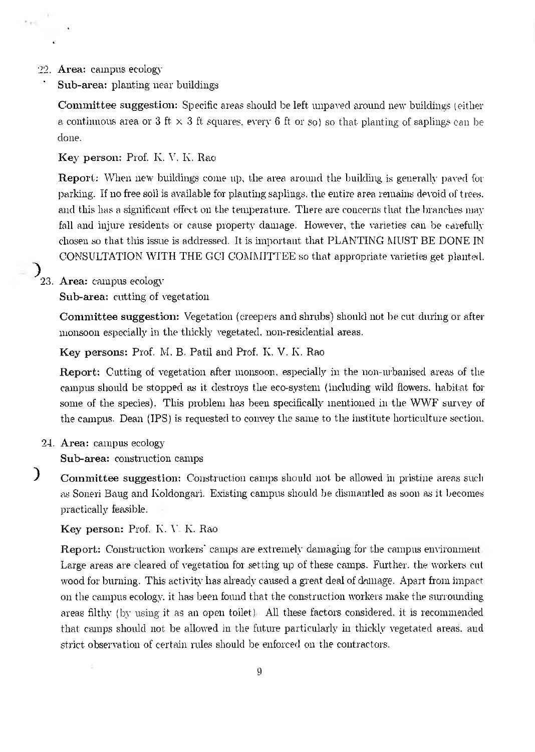22. **Area:** campus ecology

    **Sub-area:** planting near buildings

    **Committee suggestion:** Specific areas should be left unpaved around new buildings (either a continuous area or 3 ft × 3 ft squares, every 6 ft or so) so that planting of saplings can be done.

    **Key person:** Prof. K. V. K. Rao

    **Report:** When new buildings come up, the area around the building is generally paved for parking. If no free soil is available for planting saplings, the entire area remains devoid of trees, and this has a significant effect on the temperature. There are concerns that the branches may fall and injure residents or cause property damage. However, the varieties can be carefully chosen so that this issue is addressed. It is important that PLANTING MUST BE DONE IN CONSULTATION WITH THE GCI COMMITTEE so that appropriate varieties get planted.

23. **Area:** campus ecology

    **Sub-area:** cutting of vegetation

    **Committee suggestion:** Vegetation (creepers and shrubs) should not be cut during or after monsoon especially in the thickly vegetated, non-residential areas.

    **Key persons:** Prof. M. B. Patil and Prof. K. V. K. Rao

    **Report:** Cutting of vegetation after monsoon, especially in the non-urbanised areas of the campus should be stopped as it destroys the eco-system (including wild flowers, habitat for some of the species). This problem has been specifically mentioned in the WWF survey of the campus. Dean (IPS) is requested to convey the same to the institute horticulture section.

24. **Area:** campus ecology

    **Sub-area:** construction camps

    **Committee suggestion:** Construction camps should not be allowed in pristine areas such as Soneri Baug and Koldongari. Existing campus should be dismantled as soon as it becomes practically feasible.

    **Key person:** Prof. K. V. K. Rao

    **Report:** Construction workers' camps are extremely damaging for the campus environment. Large areas are cleared of vegetation for setting up of these camps. Further, the workers cut wood for burning. This activity has already caused a great deal of damage. Apart from impact on the campus ecology, it has been found that the construction workers make the surrounding areas filthy (by using it as an open toilet). All these factors considered, it is recommended that camps should not be allowed in the future particularly in thickly vegetated areas, and strict observation of certain rules should be enforced on the contractors.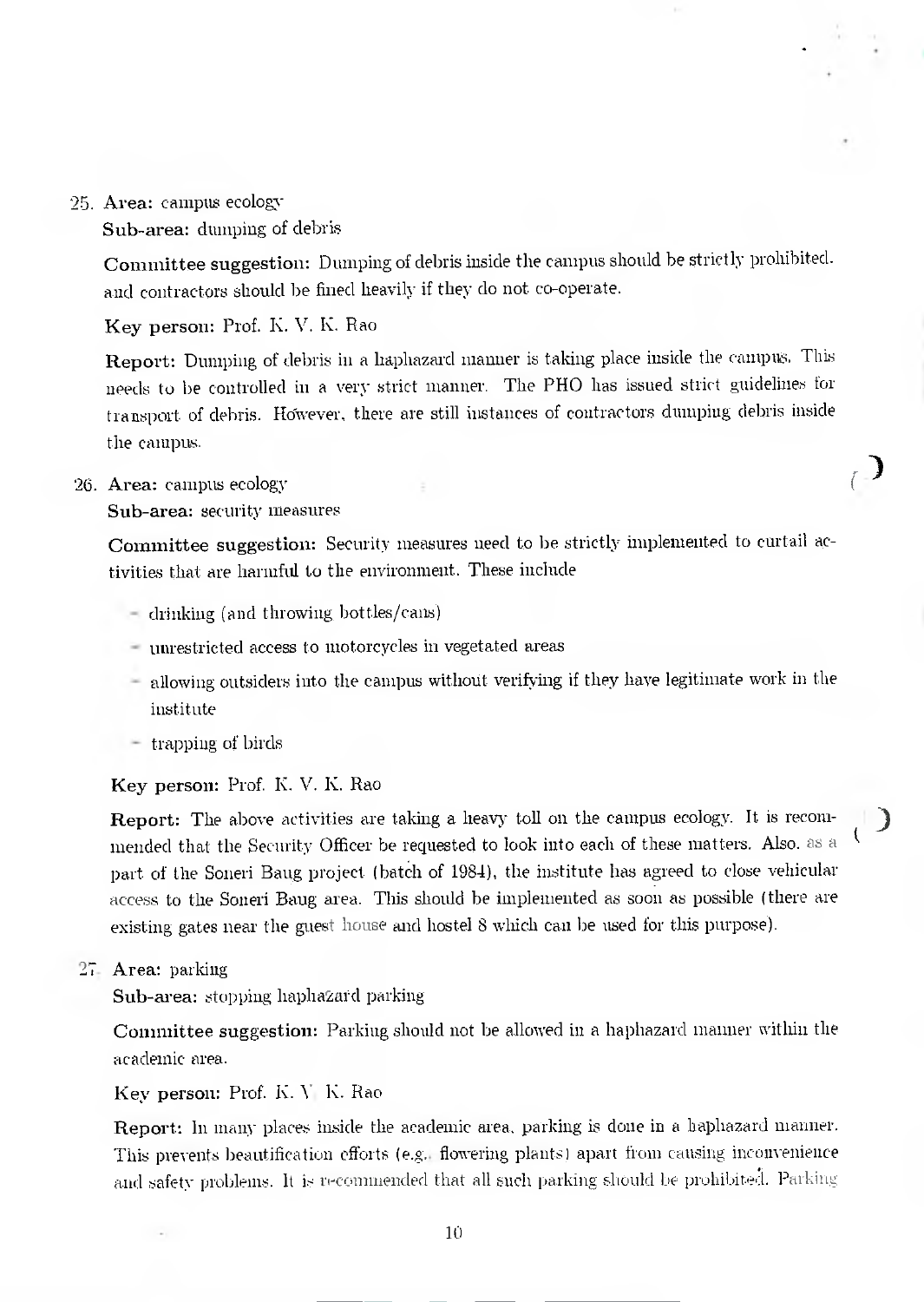25. **Area:** campus ecology
    **Sub-area:** dumping of debris

    **Committee suggestion:** Dumping of debris inside the campus should be strictly prohibited. and contractors should be fined heavily if they do not co-operate.

    **Key person:** Prof. K. V. K. Rao

    **Report:** Dumping of debris in a haphazard manner is taking place inside the campus. This needs to be controlled in a very strict manner. The PHO has issued strict guidelines for transport of debris. However, there are still instances of contractors dumping debris inside the campus.

26. **Area:** campus ecology
    **Sub-area:** security measures

    **Committee suggestion:** Security measures need to be strictly implemented to curtail activities that are harmful to the environment. These include

    - drinking (and throwing bottles/cans)
    - unrestricted access to motorcycles in vegetated areas
    - allowing outsiders into the campus without verifying if they have legitimate work in the institute
    - trapping of birds

    **Key person:** Prof. K. V. K. Rao

    **Report:** The above activities are taking a heavy toll on the campus ecology. It is recommended that the Security Officer be requested to look into each of these matters. Also, as a part of the Soneri Baug project (batch of 1984), the institute has agreed to close vehicular access to the Soneri Baug area. This should be implemented as soon as possible (there are existing gates near the guest house and hostel 8 which can be used for this purpose).

27. **Area:** parking
    **Sub-area:** stopping haphazard parking

    **Committee suggestion:** Parking should not be allowed in a haphazard manner within the academic area.

    **Key person:** Prof. K. V. K. Rao

    **Report:** In many places inside the academic area, parking is done in a haphazard manner. This prevents beautification efforts (e.g., flowering plants) apart from causing inconvenience and safety problems. It is recommended that all such parking should be prohibited. Parking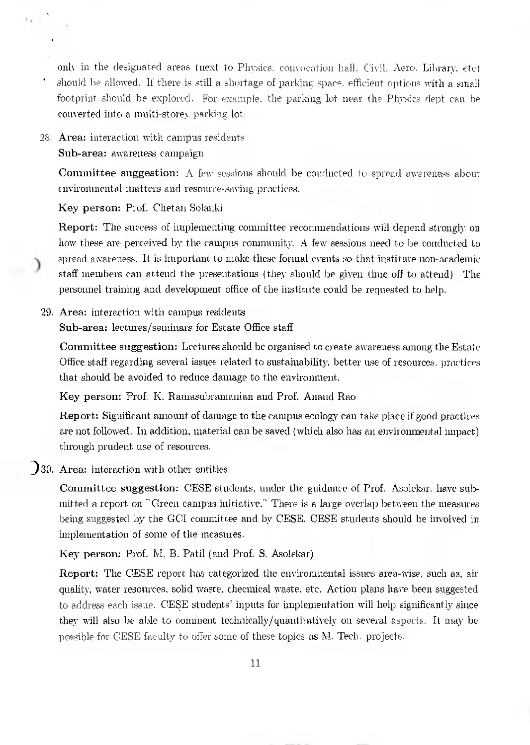only in the designated areas (next to Physics, convocation hall, Civil, Aero, Library, etc) should be allowed. If there is still a shortage of parking space, efficient options with a small footprint should be explored. For example, the parking lot near the Physics dept can be converted into a multi-storey parking lot

28. **Area:** interaction with campus residents

    **Sub-area:** awareness campaign

    **Committee suggestion:** A few sessions should be conducted to spread awareness about environmental matters and resource-saving practices.

    **Key person:** Prof. Chetan Solanki

    **Report:** The success of implementing committee recommendations will depend strongly on how these are perceived by the campus community. A few sessions need to be conducted to spread awareness. It is important to make these formal events so that institute non-academic staff members can attend the presentations (they should be given time off to attend). The personnel training and development office of the institute could be requested to help.

29. **Area:** interaction with campus residents

    **Sub-area:** lectures/seminars for Estate Office staff

    **Committee suggestion:** Lectures should be organised to create awareness among the Estate Office staff regarding several issues related to sustainability, better use of resources, practices that should be avoided to reduce damage to the environment.

    **Key person:** Prof. K. Ramasubramanian and Prof. Anand Rao

    **Report:** Significant amount of damage to the campus ecology can take place if good practices are not followed. In addition, material can be saved (which also has an environmental impact) through prudent use of resources.

30. **Area:** interaction with other entities

    **Committee suggestion:** CESE students, under the guidance of Prof. Asolekar, have submitted a report on "Green campus initiative." There is a large overlap between the measures being suggested by the GCI committee and by CESE. CESE students should be involved in implementation of some of the measures.

    **Key person:** Prof. M. B. Patil (and Prof. S. Asolekar)

    **Report:** The CESE report has categorized the environmental issues area-wise, such as, air quality, water resources, solid waste, checmical waste, etc. Action plans have been suggested to address each issue. CESE students' inputs for implementation will help significantly since they will also be able to comment technically/quantitatively on several aspects. It may be possible for CESE faculty to offer some of these topics as M. Tech. projects.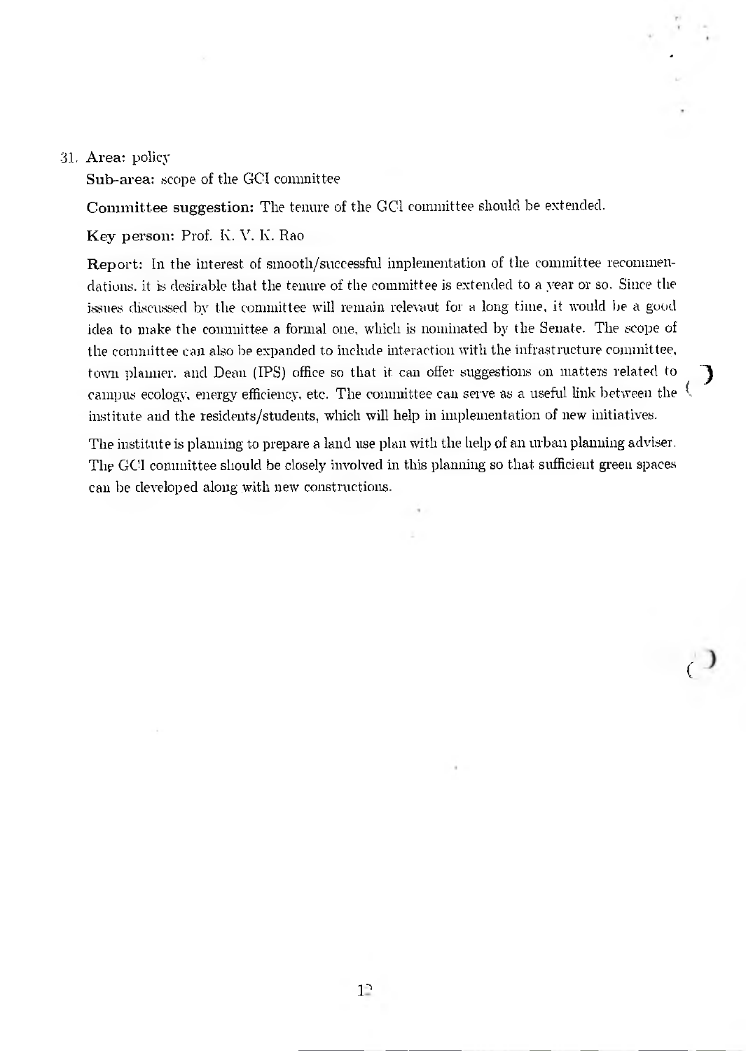31. **Area:** policy

    **Sub-area:** scope of the GCI committee

    **Committee suggestion:** The tenure of the GCI committee should be extended.

    **Key person:** Prof. K. V. K. Rao

    **Report:** In the interest of smooth/successful implementation of the committee recommendations, it is desirable that the tenure of the committee is extended to a year or so. Since the issues discussed by the committee will remain relevant for a long time, it would be a good idea to make the committee a formal one, which is nominated by the Senate. The scope of the committee can also be expanded to include interaction with the infrastructure committee, town planner, and Dean (IPS) office so that it can offer suggestions on matters related to campus ecology, energy efficiency, etc. The committee can serve as a useful link between the institute and the residents/students, which will help in implementation of new initiatives.

    The institute is planning to prepare a land use plan with the help of an urban planning adviser. The GCI committee should be closely involved in this planning so that sufficient green spaces can be developed along with new constructions.